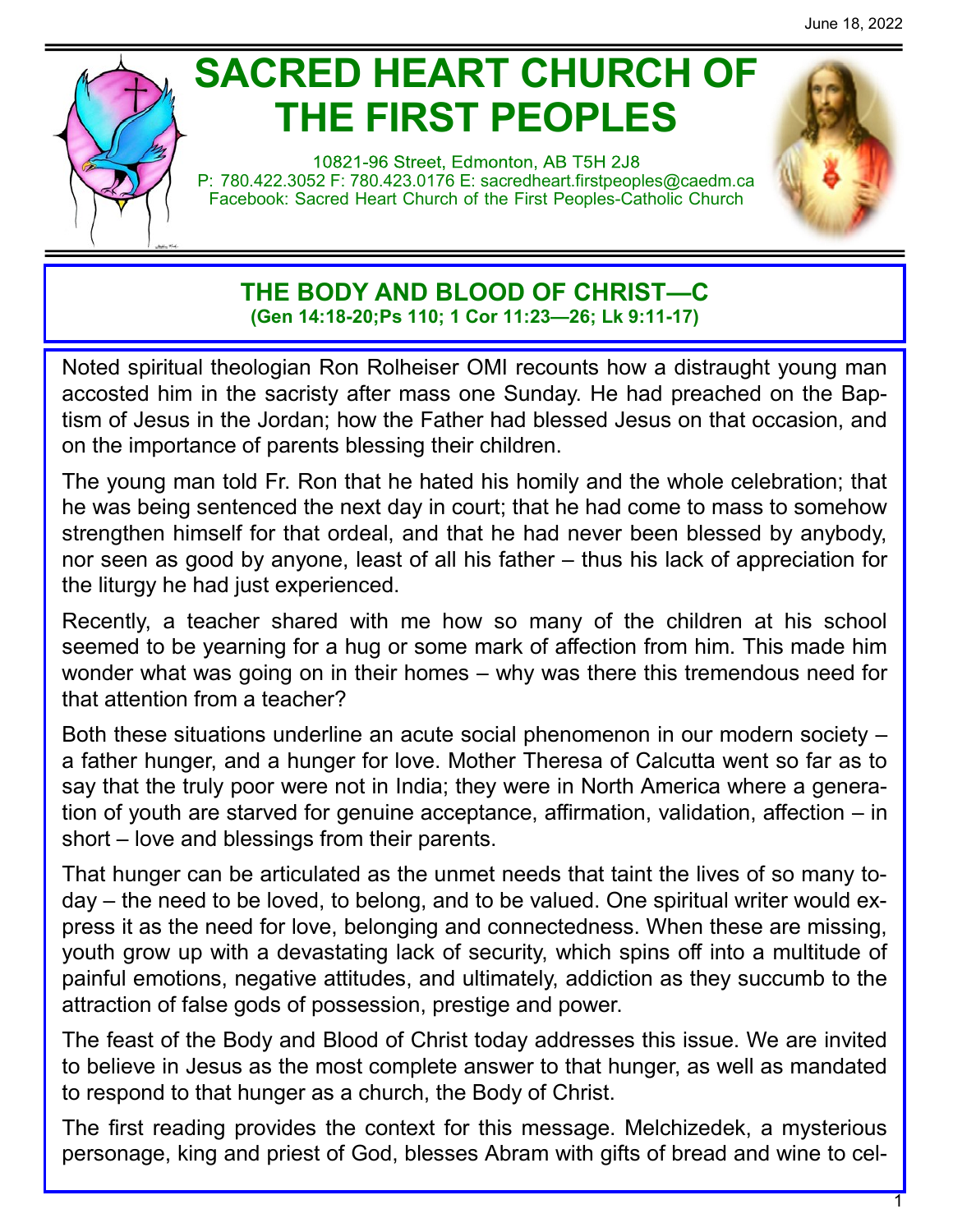June 18, 2022

# SACRED HEART CHURCH OF THE FIRST PEOPLES

10821-96 Street, Edmonton, AB T5H 2J8
P: 780.422.3052 F: 780.423.0176 E: sacredheart.firstpeoples@caedm.ca
Facebook: Sacred Heart Church of the First Peoples-Catholic Church

## THE BODY AND BLOOD OF CHRIST—C

**(Gen 14:18-20;Ps 110; 1 Cor 11:23—26; Lk 9:11-17)**

Noted spiritual theologian Ron Rolheiser OMI recounts how a distraught young man accosted him in the sacristy after mass one Sunday. He had preached on the Baptism of Jesus in the Jordan; how the Father had blessed Jesus on that occasion, and on the importance of parents blessing their children.

The young man told Fr. Ron that he hated his homily and the whole celebration; that he was being sentenced the next day in court; that he had come to mass to somehow strengthen himself for that ordeal, and that he had never been blessed by anybody, nor seen as good by anyone, least of all his father – thus his lack of appreciation for the liturgy he had just experienced.

Recently, a teacher shared with me how so many of the children at his school seemed to be yearning for a hug or some mark of affection from him. This made him wonder what was going on in their homes – why was there this tremendous need for that attention from a teacher?

Both these situations underline an acute social phenomenon in our modern society – a father hunger, and a hunger for love. Mother Theresa of Calcutta went so far as to say that the truly poor were not in India; they were in North America where a generation of youth are starved for genuine acceptance, affirmation, validation, affection – in short – love and blessings from their parents.

That hunger can be articulated as the unmet needs that taint the lives of so many today – the need to be loved, to belong, and to be valued. One spiritual writer would express it as the need for love, belonging and connectedness. When these are missing, youth grow up with a devastating lack of security, which spins off into a multitude of painful emotions, negative attitudes, and ultimately, addiction as they succumb to the attraction of false gods of possession, prestige and power.

The feast of the Body and Blood of Christ today addresses this issue. We are invited to believe in Jesus as the most complete answer to that hunger, as well as mandated to respond to that hunger as a church, the Body of Christ.

The first reading provides the context for this message. Melchizedek, a mysterious personage, king and priest of God, blesses Abram with gifts of bread and wine to cel-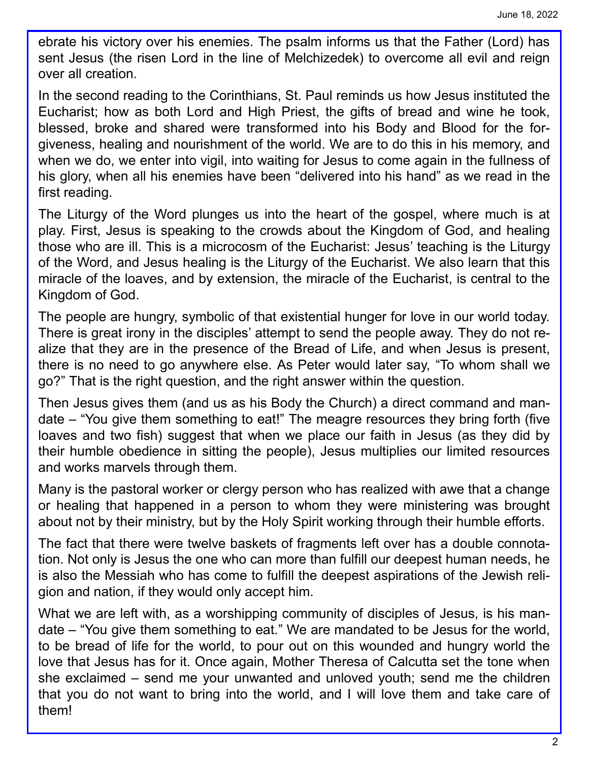ebrate his victory over his enemies. The psalm informs us that the Father (Lord) has sent Jesus (the risen Lord in the line of Melchizedek) to overcome all evil and reign over all creation.

In the second reading to the Corinthians, St. Paul reminds us how Jesus instituted the Eucharist; how as both Lord and High Priest, the gifts of bread and wine he took, blessed, broke and shared were transformed into his Body and Blood for the forgiveness, healing and nourishment of the world. We are to do this in his memory, and when we do, we enter into vigil, into waiting for Jesus to come again in the fullness of his glory, when all his enemies have been "delivered into his hand" as we read in the first reading.

The Liturgy of the Word plunges us into the heart of the gospel, where much is at play. First, Jesus is speaking to the crowds about the Kingdom of God, and healing those who are ill. This is a microcosm of the Eucharist: Jesus' teaching is the Liturgy of the Word, and Jesus healing is the Liturgy of the Eucharist. We also learn that this miracle of the loaves, and by extension, the miracle of the Eucharist, is central to the Kingdom of God.

The people are hungry, symbolic of that existential hunger for love in our world today. There is great irony in the disciples' attempt to send the people away. They do not realize that they are in the presence of the Bread of Life, and when Jesus is present, there is no need to go anywhere else. As Peter would later say, "To whom shall we go?" That is the right question, and the right answer within the question.

Then Jesus gives them (and us as his Body the Church) a direct command and mandate – "You give them something to eat!" The meagre resources they bring forth (five loaves and two fish) suggest that when we place our faith in Jesus (as they did by their humble obedience in sitting the people), Jesus multiplies our limited resources and works marvels through them.

Many is the pastoral worker or clergy person who has realized with awe that a change or healing that happened in a person to whom they were ministering was brought about not by their ministry, but by the Holy Spirit working through their humble efforts.

The fact that there were twelve baskets of fragments left over has a double connotation. Not only is Jesus the one who can more than fulfill our deepest human needs, he is also the Messiah who has come to fulfill the deepest aspirations of the Jewish religion and nation, if they would only accept him.

What we are left with, as a worshipping community of disciples of Jesus, is his mandate – "You give them something to eat." We are mandated to be Jesus for the world, to be bread of life for the world, to pour out on this wounded and hungry world the love that Jesus has for it. Once again, Mother Theresa of Calcutta set the tone when she exclaimed – send me your unwanted and unloved youth; send me the children that you do not want to bring into the world, and I will love them and take care of them!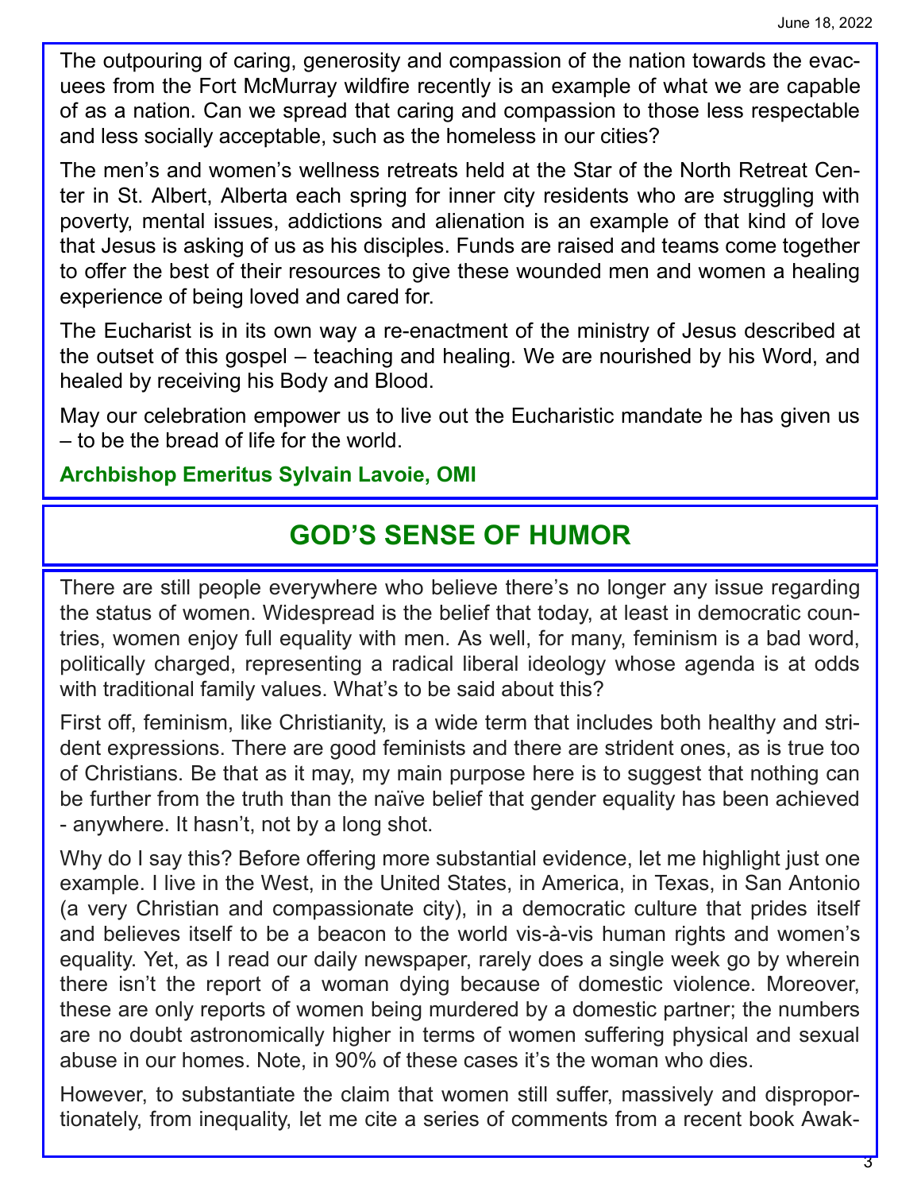The outpouring of caring, generosity and compassion of the nation towards the evacuees from the Fort McMurray wildfire recently is an example of what we are capable of as a nation. Can we spread that caring and compassion to those less respectable and less socially acceptable, such as the homeless in our cities?

The men's and women's wellness retreats held at the Star of the North Retreat Center in St. Albert, Alberta each spring for inner city residents who are struggling with poverty, mental issues, addictions and alienation is an example of that kind of love that Jesus is asking of us as his disciples. Funds are raised and teams come together to offer the best of their resources to give these wounded men and women a healing experience of being loved and cared for.

The Eucharist is in its own way a re-enactment of the ministry of Jesus described at the outset of this gospel – teaching and healing. We are nourished by his Word, and healed by receiving his Body and Blood.

May our celebration empower us to live out the Eucharistic mandate he has given us – to be the bread of life for the world.

**Archbishop Emeritus Sylvain Lavoie, OMI**

## GOD'S SENSE OF HUMOR

There are still people everywhere who believe there's no longer any issue regarding the status of women. Widespread is the belief that today, at least in democratic countries, women enjoy full equality with men. As well, for many, feminism is a bad word, politically charged, representing a radical liberal ideology whose agenda is at odds with traditional family values. What's to be said about this?

First off, feminism, like Christianity, is a wide term that includes both healthy and strident expressions. There are good feminists and there are strident ones, as is true too of Christians. Be that as it may, my main purpose here is to suggest that nothing can be further from the truth than the naïve belief that gender equality has been achieved - anywhere. It hasn't, not by a long shot.

Why do I say this? Before offering more substantial evidence, let me highlight just one example. I live in the West, in the United States, in America, in Texas, in San Antonio (a very Christian and compassionate city), in a democratic culture that prides itself and believes itself to be a beacon to the world vis-à-vis human rights and women's equality. Yet, as I read our daily newspaper, rarely does a single week go by wherein there isn't the report of a woman dying because of domestic violence. Moreover, these are only reports of women being murdered by a domestic partner; the numbers are no doubt astronomically higher in terms of women suffering physical and sexual abuse in our homes. Note, in 90% of these cases it's the woman who dies.

However, to substantiate the claim that women still suffer, massively and disproportionately, from inequality, let me cite a series of comments from a recent book Awak-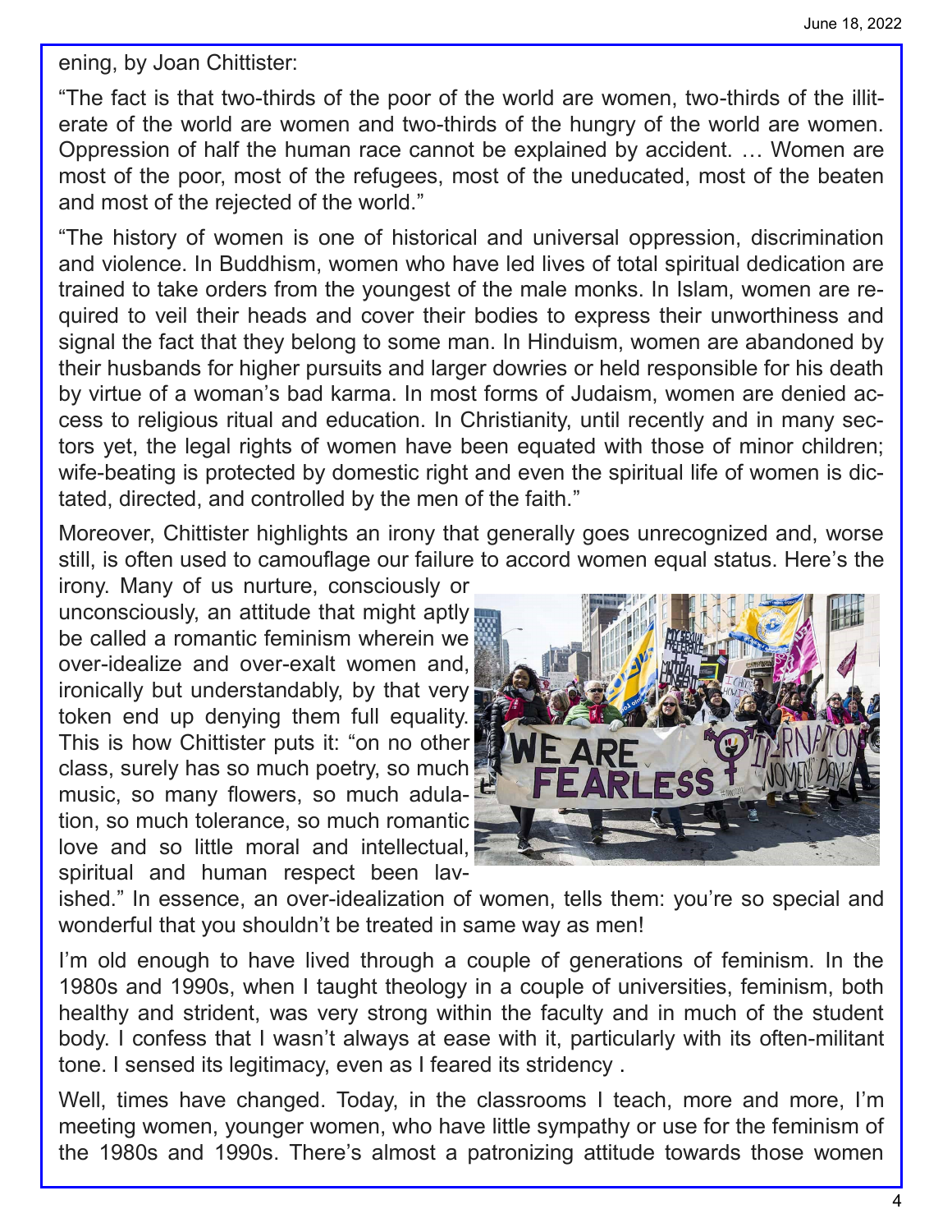ening, by Joan Chittister:

"The fact is that two-thirds of the poor of the world are women, two-thirds of the illiterate of the world are women and two-thirds of the hungry of the world are women. Oppression of half the human race cannot be explained by accident. … Women are most of the poor, most of the refugees, most of the uneducated, most of the beaten and most of the rejected of the world."

"The history of women is one of historical and universal oppression, discrimination and violence. In Buddhism, women who have led lives of total spiritual dedication are trained to take orders from the youngest of the male monks. In Islam, women are required to veil their heads and cover their bodies to express their unworthiness and signal the fact that they belong to some man. In Hinduism, women are abandoned by their husbands for higher pursuits and larger dowries or held responsible for his death by virtue of a woman's bad karma. In most forms of Judaism, women are denied access to religious ritual and education. In Christianity, until recently and in many sectors yet, the legal rights of women have been equated with those of minor children; wife-beating is protected by domestic right and even the spiritual life of women is dictated, directed, and controlled by the men of the faith."

Moreover, Chittister highlights an irony that generally goes unrecognized and, worse still, is often used to camouflage our failure to accord women equal status. Here's the irony. Many of us nurture, consciously or unconsciously, an attitude that might aptly be called a romantic feminism wherein we over-idealize and over-exalt women and, ironically but understandably, by that very token end up denying them full equality. This is how Chittister puts it: "on no other class, surely has so much poetry, so much music, so many flowers, so much adulation, so much tolerance, so much romantic love and so little moral and intellectual, spiritual and human respect been lavished." In essence, an over-idealization of women, tells them: you're so special and wonderful that you shouldn't be treated in same way as men!

I'm old enough to have lived through a couple of generations of feminism. In the 1980s and 1990s, when I taught theology in a couple of universities, feminism, both healthy and strident, was very strong within the faculty and in much of the student body. I confess that I wasn't always at ease with it, particularly with its often-militant tone. I sensed its legitimacy, even as I feared its stridency .

Well, times have changed. Today, in the classrooms I teach, more and more, I'm meeting women, younger women, who have little sympathy or use for the feminism of the 1980s and 1990s. There's almost a patronizing attitude towards those women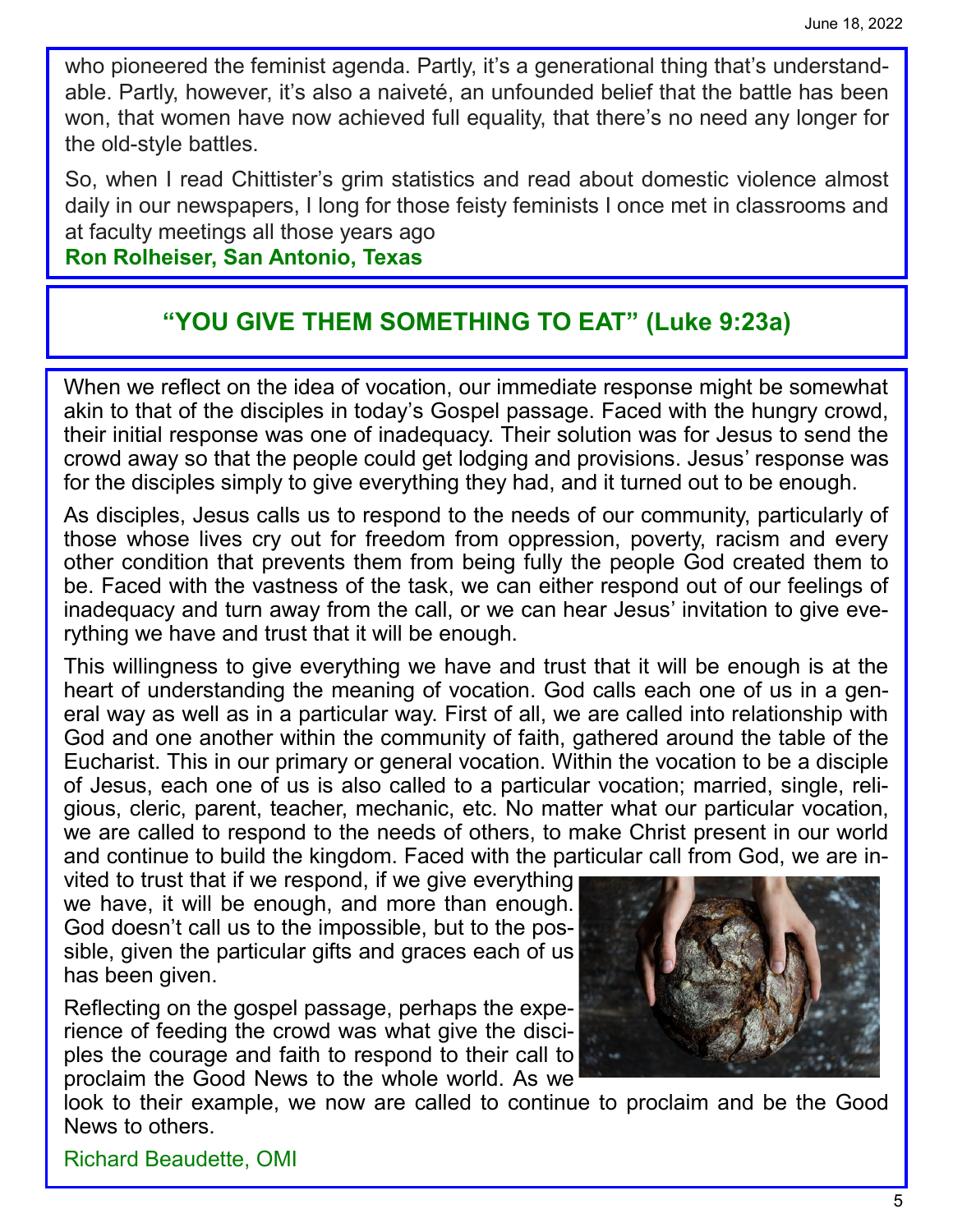who pioneered the feminist agenda. Partly, it's a generational thing that's understandable. Partly, however, it's also a naiveté, an unfounded belief that the battle has been won, that women have now achieved full equality, that there's no need any longer for the old-style battles.

So, when I read Chittister's grim statistics and read about domestic violence almost daily in our newspapers, I long for those feisty feminists I once met in classrooms and at faculty meetings all those years ago

**Ron Rolheiser, San Antonio, Texas**

## "YOU GIVE THEM SOMETHING TO EAT" (Luke 9:23a)

When we reflect on the idea of vocation, our immediate response might be somewhat akin to that of the disciples in today's Gospel passage. Faced with the hungry crowd, their initial response was one of inadequacy. Their solution was for Jesus to send the crowd away so that the people could get lodging and provisions. Jesus' response was for the disciples simply to give everything they had, and it turned out to be enough.

As disciples, Jesus calls us to respond to the needs of our community, particularly of those whose lives cry out for freedom from oppression, poverty, racism and every other condition that prevents them from being fully the people God created them to be. Faced with the vastness of the task, we can either respond out of our feelings of inadequacy and turn away from the call, or we can hear Jesus' invitation to give everything we have and trust that it will be enough.

This willingness to give everything we have and trust that it will be enough is at the heart of understanding the meaning of vocation. God calls each one of us in a general way as well as in a particular way. First of all, we are called into relationship with God and one another within the community of faith, gathered around the table of the Eucharist. This in our primary or general vocation. Within the vocation to be a disciple of Jesus, each one of us is also called to a particular vocation; married, single, religious, cleric, parent, teacher, mechanic, etc. No matter what our particular vocation, we are called to respond to the needs of others, to make Christ present in our world and continue to build the kingdom. Faced with the particular call from God, we are invited to trust that if we respond, if we give everything we have, it will be enough, and more than enough. God doesn't call us to the impossible, but to the possible, given the particular gifts and graces each of us has been given.

Reflecting on the gospel passage, perhaps the experience of feeding the crowd was what give the disciples the courage and faith to respond to their call to proclaim the Good News to the whole world. As we look to their example, we now are called to continue to proclaim and be the Good News to others.

Richard Beaudette, OMI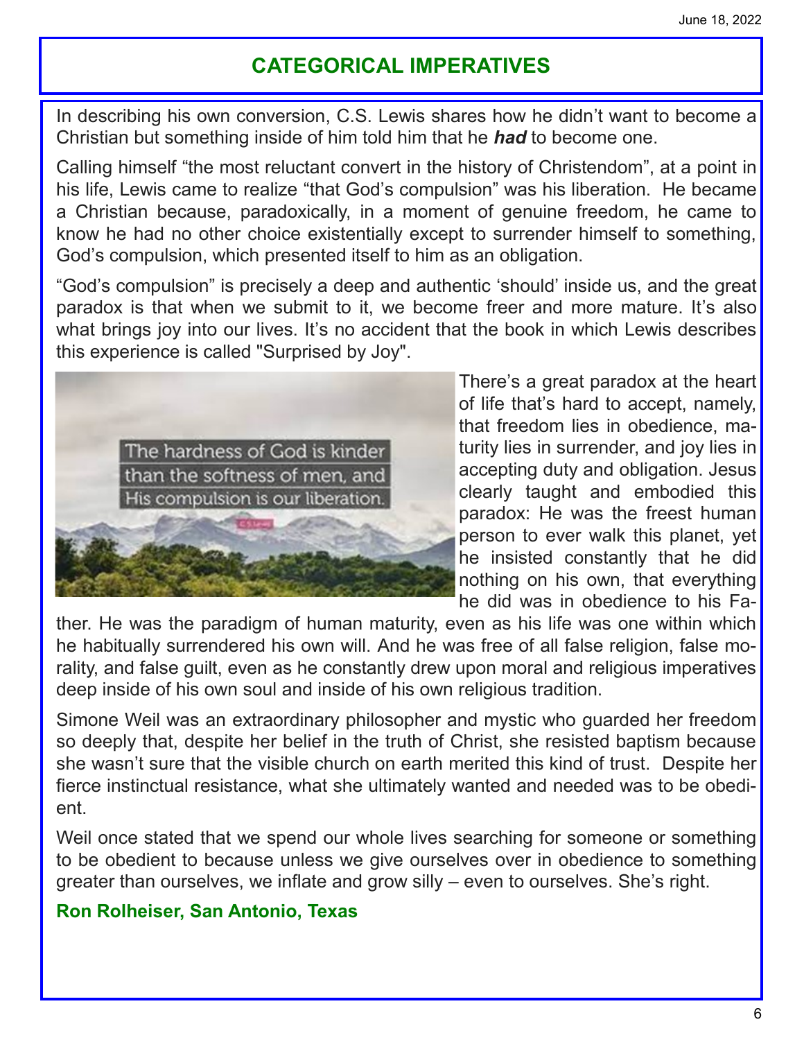# CATEGORICAL IMPERATIVES

In describing his own conversion, C.S. Lewis shares how he didn't want to become a Christian but something inside of him told him that he ***had*** to become one.

Calling himself "the most reluctant convert in the history of Christendom", at a point in his life, Lewis came to realize "that God's compulsion" was his liberation. He became a Christian because, paradoxically, in a moment of genuine freedom, he came to know he had no other choice existentially except to surrender himself to something, God's compulsion, which presented itself to him as an obligation.

"God's compulsion" is precisely a deep and authentic 'should' inside us, and the great paradox is that when we submit to it, we become freer and more mature. It's also what brings joy into our lives. It's no accident that the book in which Lewis describes this experience is called "Surprised by Joy".

There's a great paradox at the heart of life that's hard to accept, namely, that freedom lies in obedience, maturity lies in surrender, and joy lies in accepting duty and obligation. Jesus clearly taught and embodied this paradox: He was the freest human person to ever walk this planet, yet he insisted constantly that he did nothing on his own, that everything he did was in obedience to his Father. He was the paradigm of human maturity, even as his life was one within which he habitually surrendered his own will. And he was free of all false religion, false morality, and false guilt, even as he constantly drew upon moral and religious imperatives deep inside of his own soul and inside of his own religious tradition.

Simone Weil was an extraordinary philosopher and mystic who guarded her freedom so deeply that, despite her belief in the truth of Christ, she resisted baptism because she wasn't sure that the visible church on earth merited this kind of trust. Despite her fierce instinctual resistance, what she ultimately wanted and needed was to be obedient.

Weil once stated that we spend our whole lives searching for someone or something to be obedient to because unless we give ourselves over in obedience to something greater than ourselves, we inflate and grow silly – even to ourselves. She's right.

**Ron Rolheiser, San Antonio, Texas**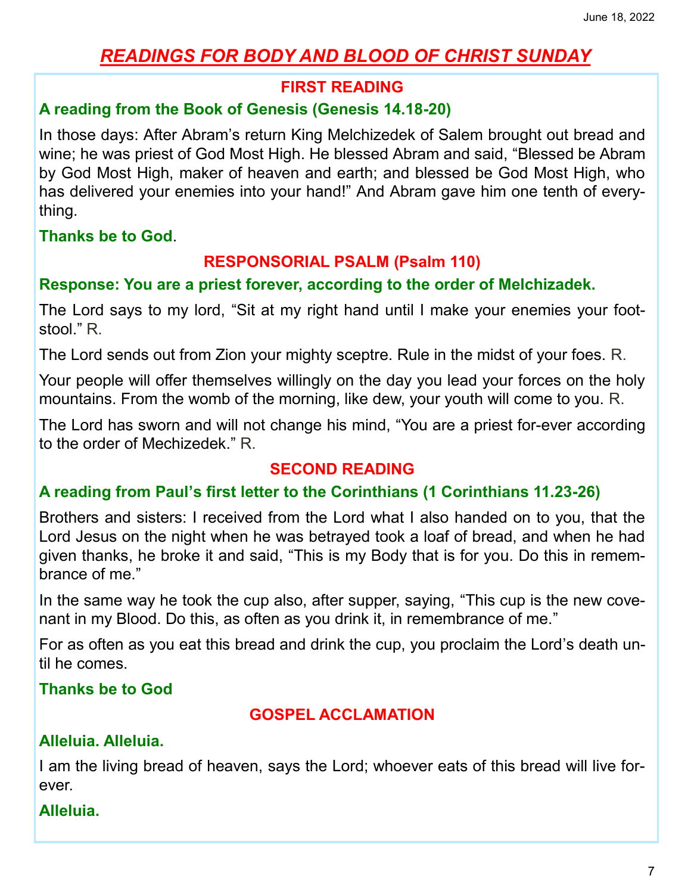# *READINGS FOR BODY AND BLOOD OF CHRIST SUNDAY*

## FIRST READING

**A reading from the Book of Genesis (Genesis 14.18-20)**

In those days: After Abram's return King Melchizedek of Salem brought out bread and wine; he was priest of God Most High. He blessed Abram and said, "Blessed be Abram by God Most High, maker of heaven and earth; and blessed be God Most High, who has delivered your enemies into your hand!" And Abram gave him one tenth of everything.

**Thanks be to God**.

## RESPONSORIAL PSALM (Psalm 110)

**Response: You are a priest forever, according to the order of Melchizadek.**

The Lord says to my lord, "Sit at my right hand until I make your enemies your footstool." R.

The Lord sends out from Zion your mighty sceptre. Rule in the midst of your foes. R.

Your people will offer themselves willingly on the day you lead your forces on the holy mountains. From the womb of the morning, like dew, your youth will come to you. R.

The Lord has sworn and will not change his mind, "You are a priest for-ever according to the order of Mechizedek." R.

## SECOND READING

**A reading from Paul's first letter to the Corinthians (1 Corinthians 11.23-26)**

Brothers and sisters: I received from the Lord what I also handed on to you, that the Lord Jesus on the night when he was betrayed took a loaf of bread, and when he had given thanks, he broke it and said, "This is my Body that is for you. Do this in remembrance of me."

In the same way he took the cup also, after supper, saying, "This cup is the new covenant in my Blood. Do this, as often as you drink it, in remembrance of me."

For as often as you eat this bread and drink the cup, you proclaim the Lord's death until he comes.

**Thanks be to God**

## GOSPEL ACCLAMATION

**Alleluia. Alleluia.**

I am the living bread of heaven, says the Lord; whoever eats of this bread will live forever.

**Alleluia.**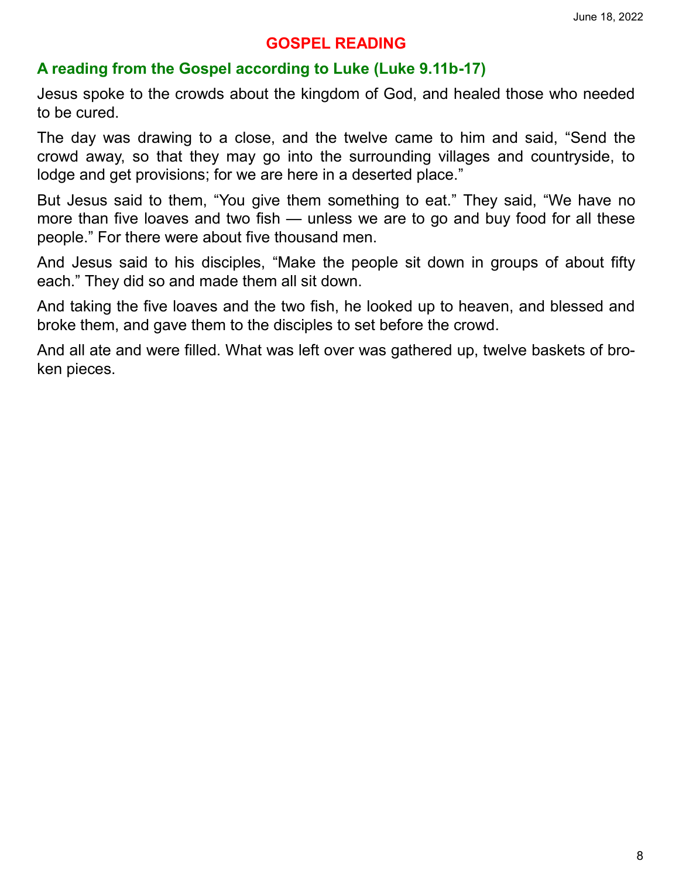## GOSPEL READING

### A reading from the Gospel according to Luke (Luke 9.11b-17)

Jesus spoke to the crowds about the kingdom of God, and healed those who needed to be cured.

The day was drawing to a close, and the twelve came to him and said, "Send the crowd away, so that they may go into the surrounding villages and countryside, to lodge and get provisions; for we are here in a deserted place."

But Jesus said to them, "You give them something to eat." They said, "We have no more than five loaves and two fish — unless we are to go and buy food for all these people." For there were about five thousand men.

And Jesus said to his disciples, "Make the people sit down in groups of about fifty each." They did so and made them all sit down.

And taking the five loaves and the two fish, he looked up to heaven, and blessed and broke them, and gave them to the disciples to set before the crowd.

And all ate and were filled. What was left over was gathered up, twelve baskets of broken pieces.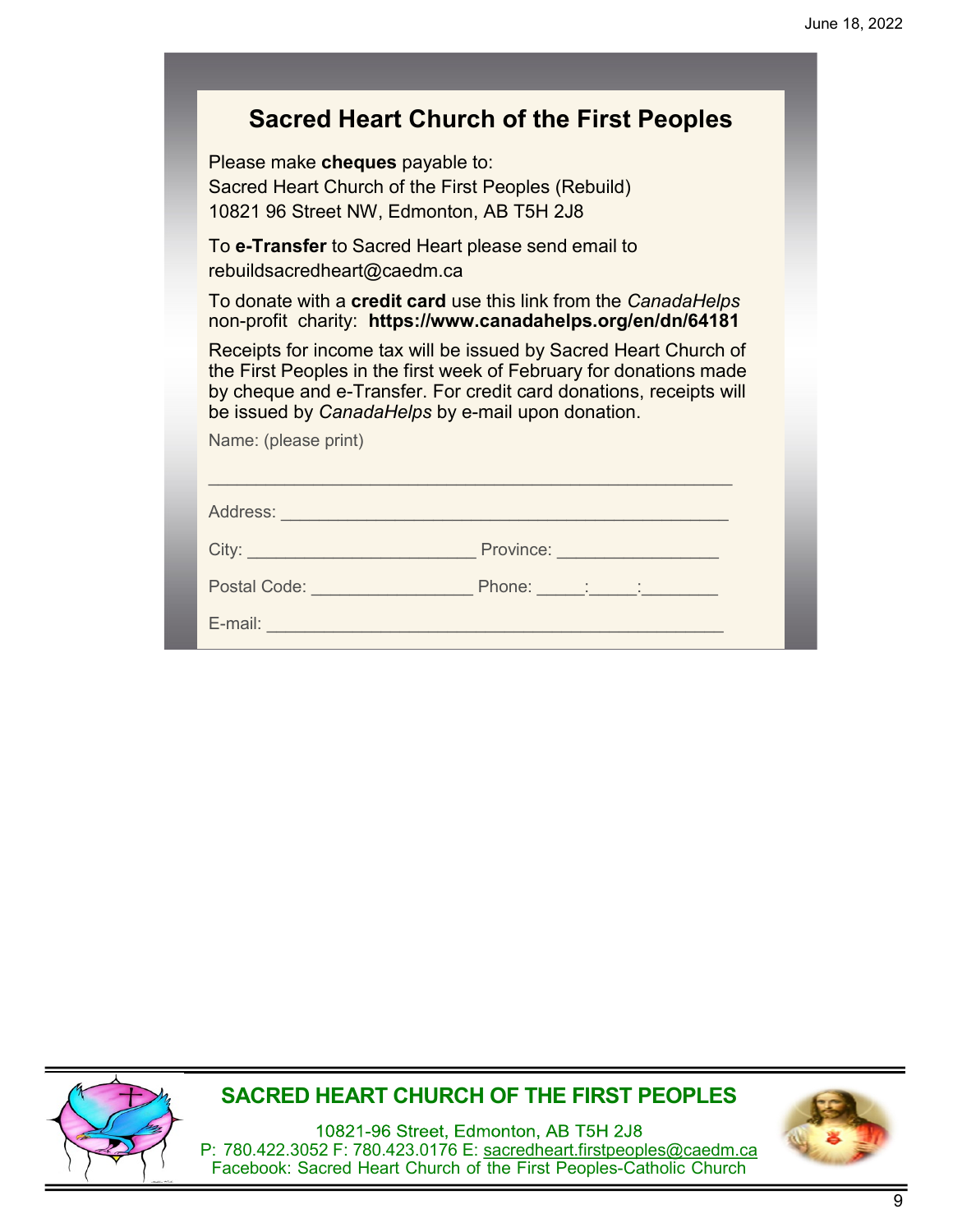## Sacred Heart Church of the First Peoples

Please make **cheques** payable to:
Sacred Heart Church of the First Peoples (Rebuild)
10821 96 Street NW, Edmonton, AB T5H 2J8

To **e-Transfer** to Sacred Heart please send email to rebuildsacredheart@caedm.ca

To donate with a **credit card** use this link from the *CanadaHelps* non-profit charity: **https://www.canadahelps.org/en/dn/64181**

Receipts for income tax will be issued by Sacred Heart Church of the First Peoples in the first week of February for donations made by cheque and e-Transfer. For credit card donations, receipts will be issued by *CanadaHelps* by e-mail upon donation.

Name: (please print)

_____________________________________________________

Address: _____________________________________________

City: _______________________ Province: ________________

Postal Code: ________________ Phone: _____:_____:________

E-mail: ______________________________________________

**SACRED HEART CHURCH OF THE FIRST PEOPLES**

10821-96 Street, Edmonton, AB T5H 2J8
P: 780.422.3052 F: 780.423.0176 E: sacredheart.firstpeoples@caedm.ca
Facebook: Sacred Heart Church of the First Peoples-Catholic Church